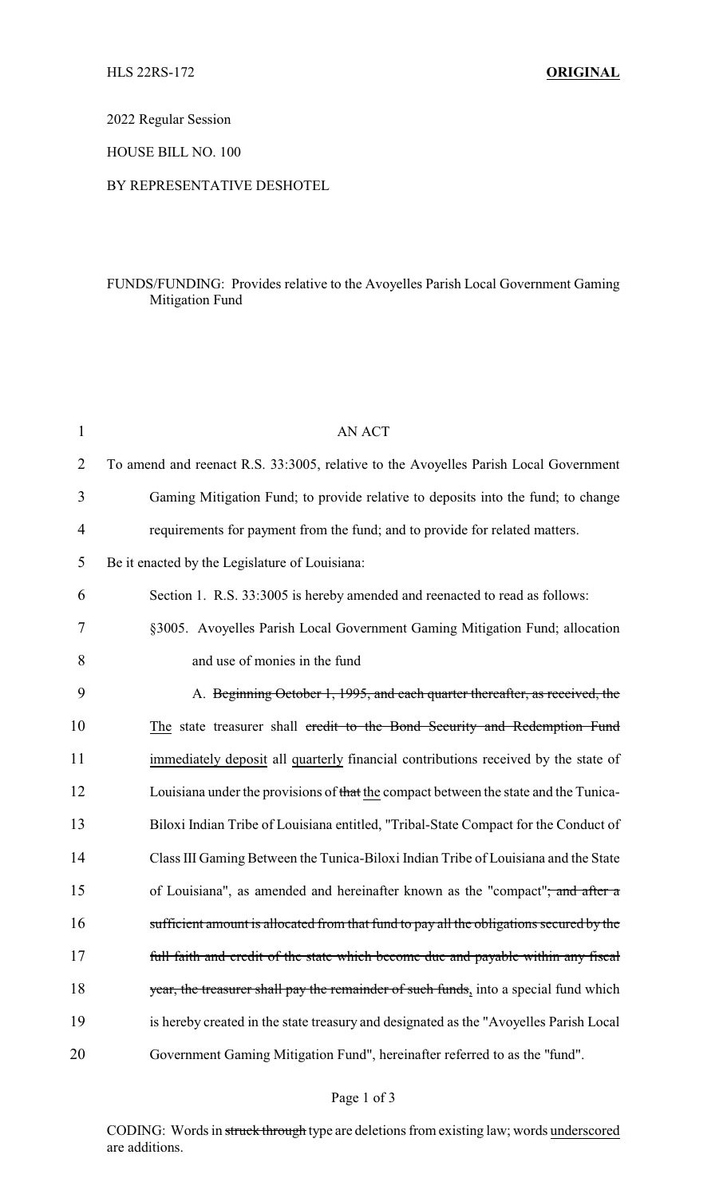HLS 22RS-172 **ORIGINAL**

2022 Regular Session

HOUSE BILL NO. 100

BY REPRESENTATIVE DESHOTEL

FUNDS/FUNDING: Provides relative to the Avoyelles Parish Local Government Gaming Mitigation Fund

AN ACT

To amend and reenact R.S. 33:3005, relative to the Avoyelles Parish Local Government Gaming Mitigation Fund; to provide relative to deposits into the fund; to change requirements for payment from the fund; and to provide for related matters.

Be it enacted by the Legislature of Louisiana:

Section 1. R.S. 33:3005 is hereby amended and reenacted to read as follows:

§3005. Avoyelles Parish Local Government Gaming Mitigation Fund; allocation and use of monies in the fund

A. ~~Beginning October 1, 1995, and each quarter thereafter, as received, the~~ <u>The</u> state treasurer shall ~~credit to the Bond Security and Redemption Fund~~ <u>immediately deposit</u> all <u>quarterly</u> financial contributions received by the state of Louisiana under the provisions of ~~that~~ <u>the</u> compact between the state and the Tunica-Biloxi Indian Tribe of Louisiana entitled, "Tribal-State Compact for the Conduct of Class III Gaming Between the Tunica-Biloxi Indian Tribe of Louisiana and the State of Louisiana", as amended and hereinafter known as the "compact"~~; and after a sufficient amount is allocated from that fund to pay all the obligations secured by the full faith and credit of the state which become due and payable within any fiscal year, the treasurer shall pay the remainder of such funds~~<u>,</u> into a special fund which is hereby created in the state treasury and designated as the "Avoyelles Parish Local Government Gaming Mitigation Fund", hereinafter referred to as the "fund".

CODING: Words in ~~struck through~~ type are deletions from existing law; words <u>underscored</u> are additions.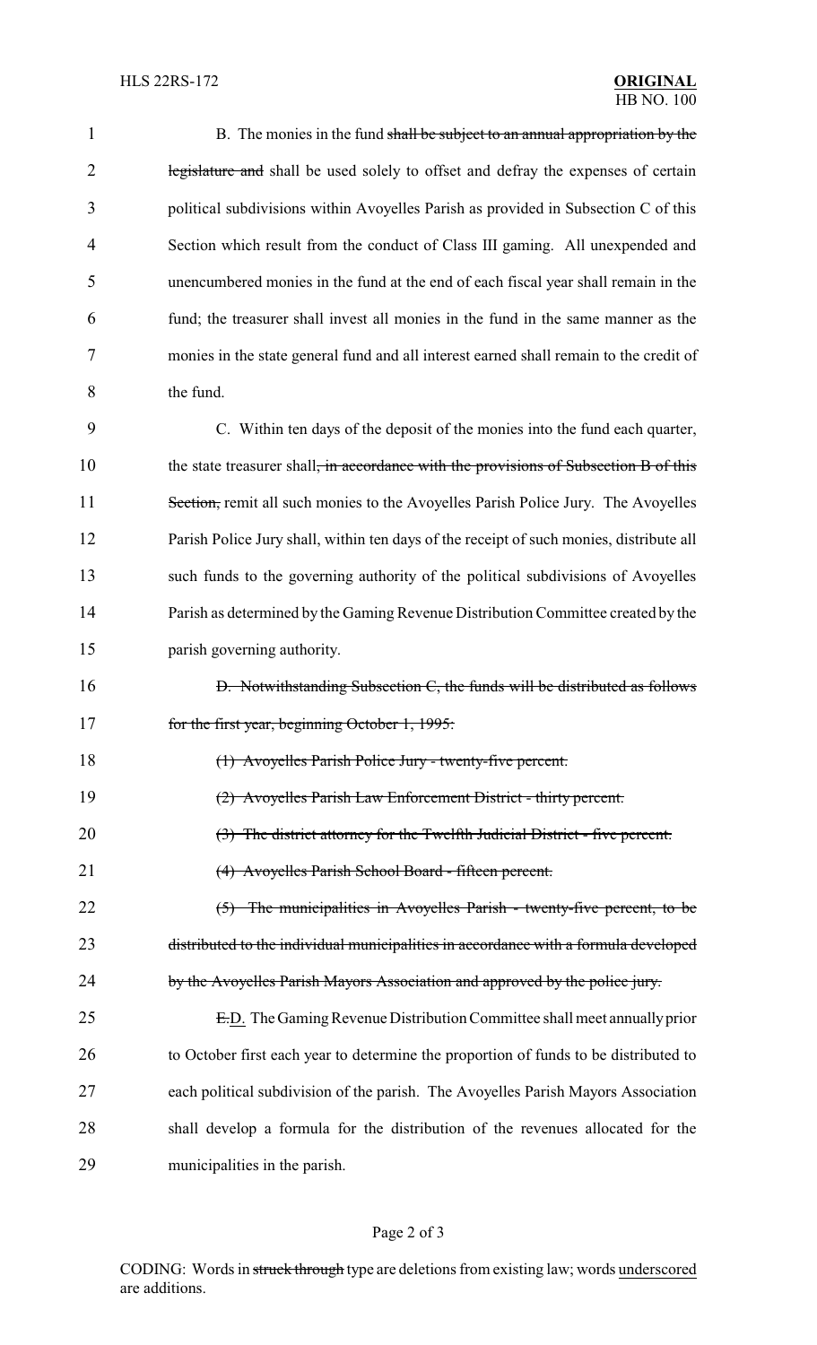B. The monies in the fund ~~shall be subject to an annual appropriation by the legislature and~~ shall be used solely to offset and defray the expenses of certain political subdivisions within Avoyelles Parish as provided in Subsection C of this Section which result from the conduct of Class III gaming. All unexpended and unencumbered monies in the fund at the end of each fiscal year shall remain in the fund; the treasurer shall invest all monies in the fund in the same manner as the monies in the state general fund and all interest earned shall remain to the credit of the fund.

C. Within ten days of the deposit of the monies into the fund each quarter, the state treasurer shall~~, in accordance with the provisions of Subsection B of this Section,~~ remit all such monies to the Avoyelles Parish Police Jury. The Avoyelles Parish Police Jury shall, within ten days of the receipt of such monies, distribute all such funds to the governing authority of the political subdivisions of Avoyelles Parish as determined by the Gaming Revenue Distribution Committee created by the parish governing authority.

~~D. Notwithstanding Subsection C, the funds will be distributed as follows for the first year, beginning October 1, 1995:~~

~~(1) Avoyelles Parish Police Jury - twenty-five percent.~~

~~(2) Avoyelles Parish Law Enforcement District - thirty percent.~~

~~(3) The district attorney for the Twelfth Judicial District - five percent.~~

~~(4) Avoyelles Parish School Board - fifteen percent.~~

~~(5) The municipalities in Avoyelles Parish - twenty-five percent, to be distributed to the individual municipalities in accordance with a formula developed by the Avoyelles Parish Mayors Association and approved by the police jury.~~

~~E.~~<u>D.</u> The Gaming Revenue Distribution Committee shall meet annually prior to October first each year to determine the proportion of funds to be distributed to each political subdivision of the parish. The Avoyelles Parish Mayors Association shall develop a formula for the distribution of the revenues allocated for the municipalities in the parish.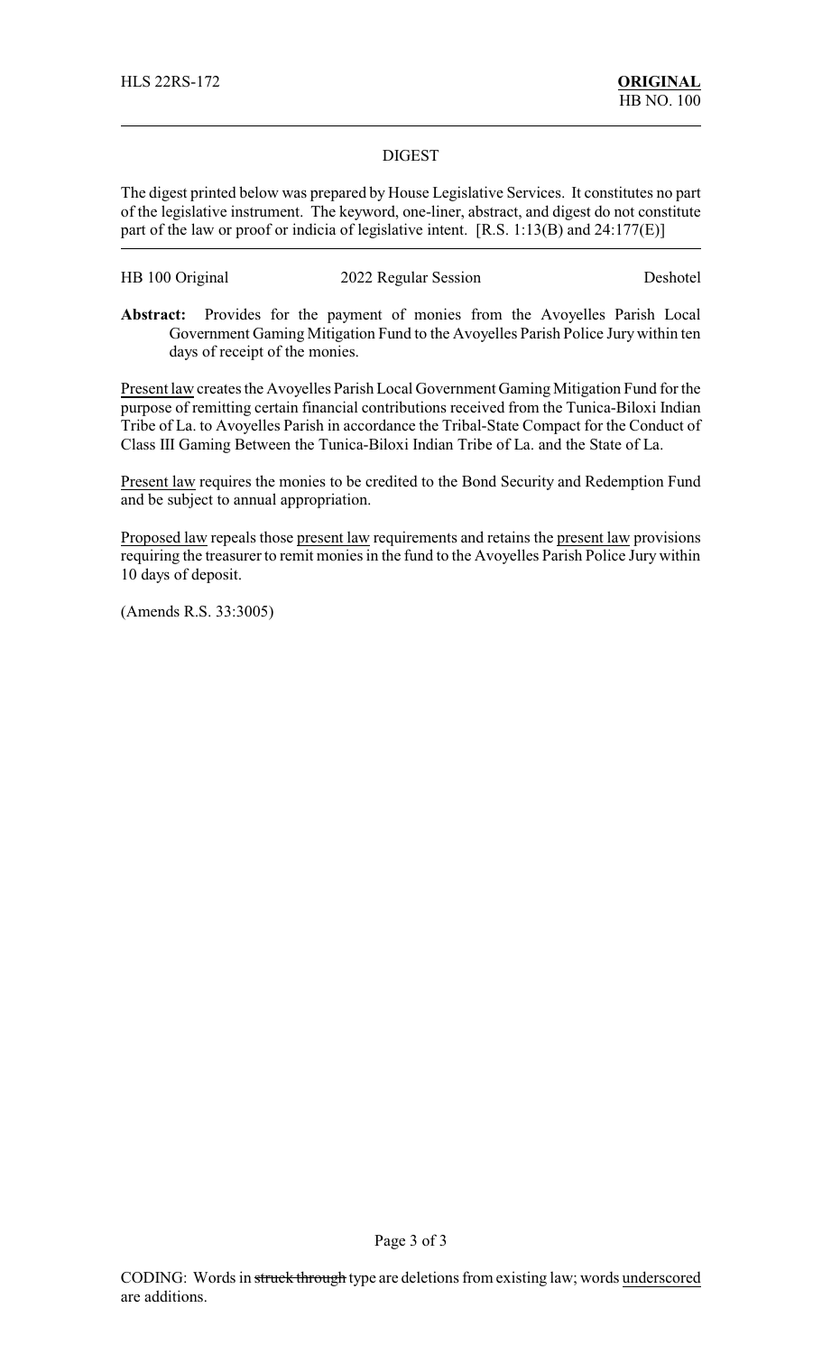DIGEST

The digest printed below was prepared by House Legislative Services. It constitutes no part of the legislative instrument. The keyword, one-liner, abstract, and digest do not constitute part of the law or proof or indicia of legislative intent. [R.S. 1:13(B) and 24:177(E)]

| | | |
|---|---|---|
| HB 100 Original | 2022 Regular Session | Deshotel |

**Abstract:** Provides for the payment of monies from the Avoyelles Parish Local Government Gaming Mitigation Fund to the Avoyelles Parish Police Jury within ten days of receipt of the monies.

Present law creates the Avoyelles Parish Local Government Gaming Mitigation Fund for the purpose of remitting certain financial contributions received from the Tunica-Biloxi Indian Tribe of La. to Avoyelles Parish in accordance the Tribal-State Compact for the Conduct of Class III Gaming Between the Tunica-Biloxi Indian Tribe of La. and the State of La.

Present law requires the monies to be credited to the Bond Security and Redemption Fund and be subject to annual appropriation.

Proposed law repeals those present law requirements and retains the present law provisions requiring the treasurer to remit monies in the fund to the Avoyelles Parish Police Jury within 10 days of deposit.

(Amends R.S. 33:3005)

CODING: Words in ~~struck through~~ type are deletions from existing law; words underscored are additions.